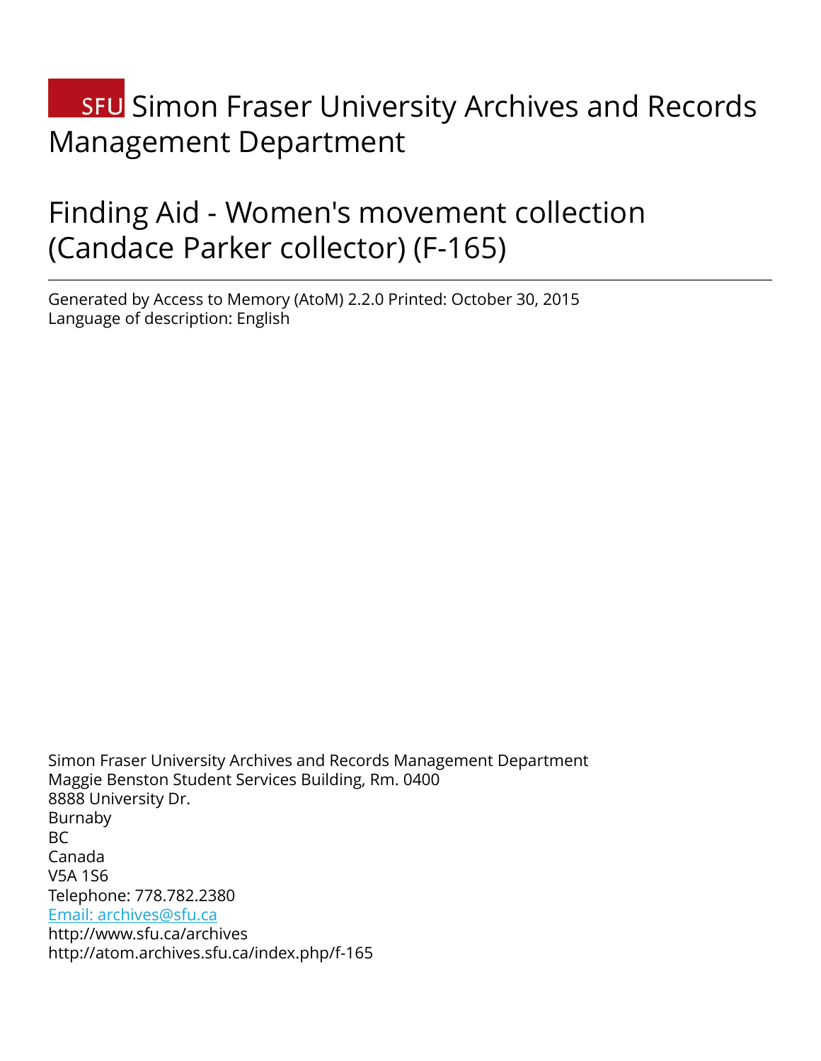# SFU Simon Fraser University Archives and Records Management Department

# Finding Aid - Women's movement collection (Candace Parker collector) (F-165)

Generated by Access to Memory (AtoM) 2.2.0 Printed: October 30, 2015
Language of description: English

Simon Fraser University Archives and Records Management Department
Maggie Benston Student Services Building, Rm. 0400
8888 University Dr.
Burnaby
BC
Canada
V5A 1S6
Telephone: 778.782.2380
Email: archives@sfu.ca
http://www.sfu.ca/archives
http://atom.archives.sfu.ca/index.php/f-165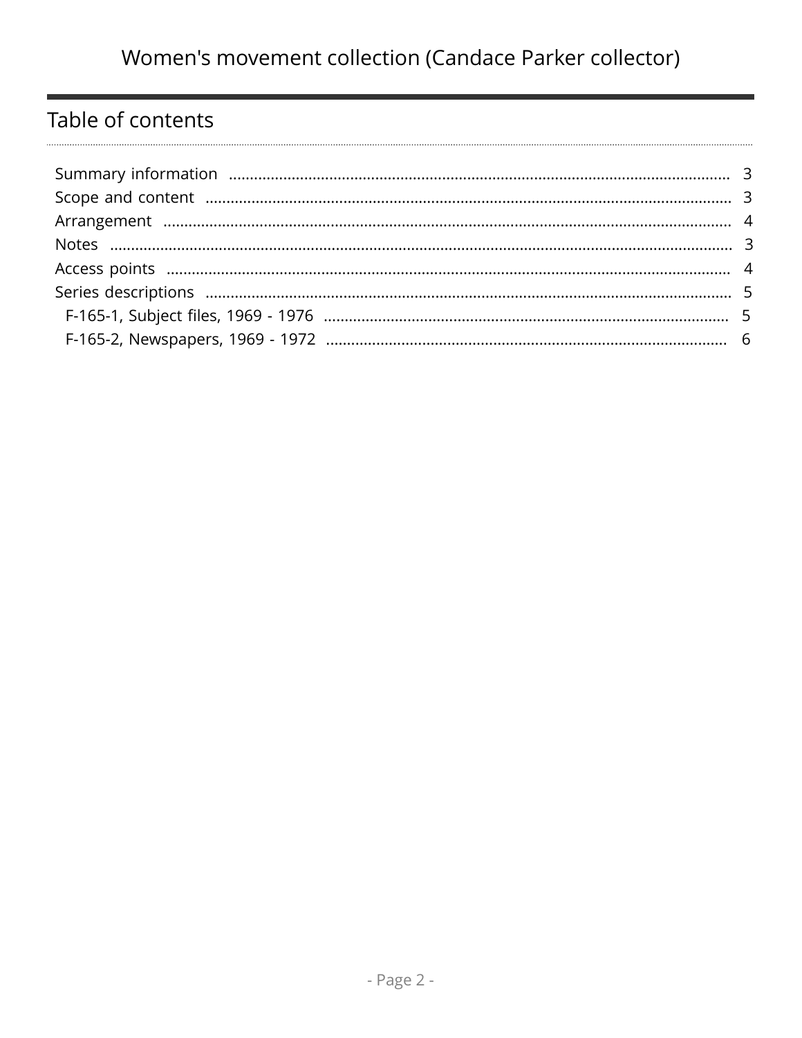# Table of contents

Summary information ............ 3
Scope and content ............ 3
Arrangement ............ 4
Notes ............ 3
Access points ............ 4
Series descriptions ............ 5
- F-165-1, Subject files, 1969 - 1976 ............ 5
- F-165-2, Newspapers, 1969 - 1972 ............ 6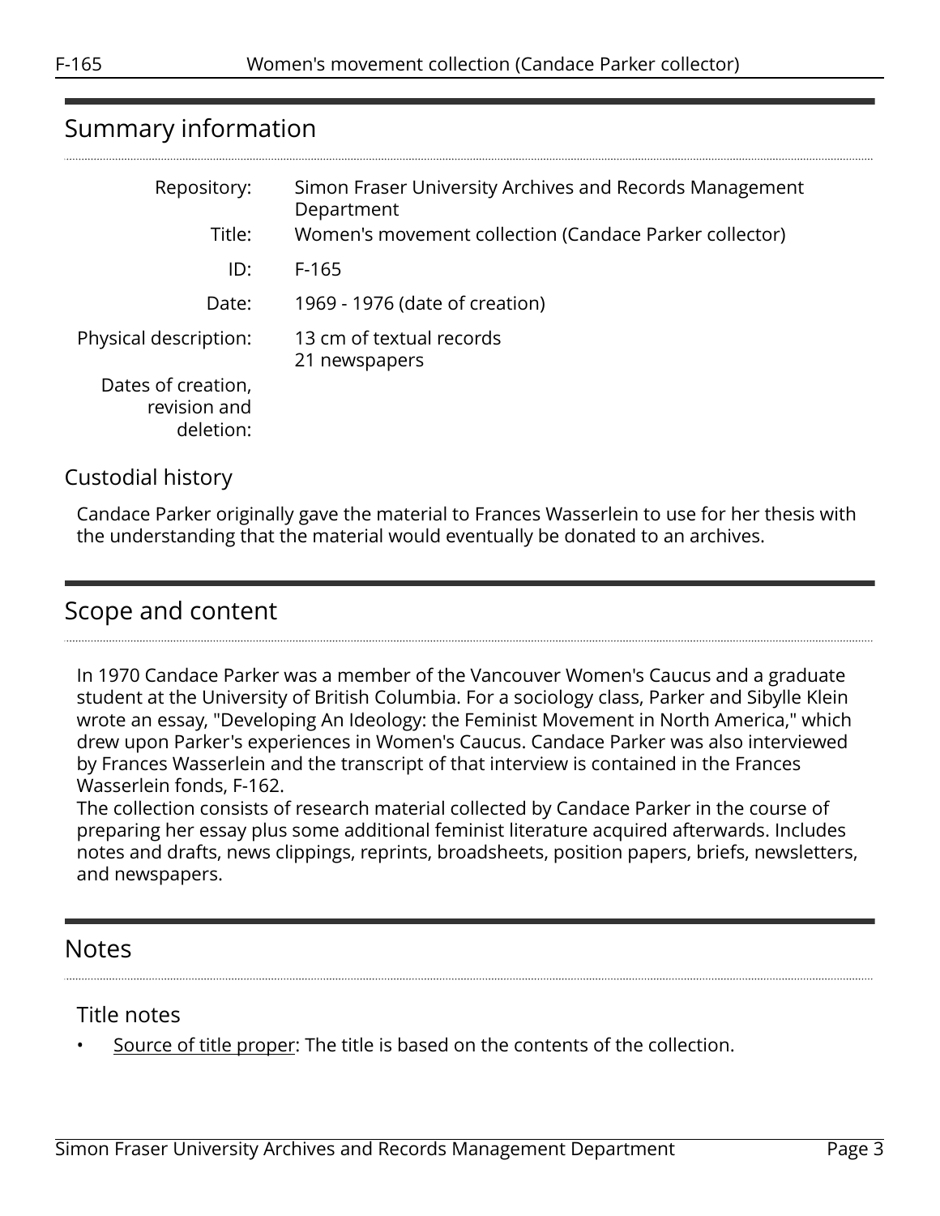## Summary information

| | |
|---|---|
| Repository: | Simon Fraser University Archives and Records Management Department |
| Title: | Women's movement collection (Candace Parker collector) |
| ID: | F-165 |
| Date: | 1969 - 1976 (date of creation) |
| Physical description: | 13 cm of textual records<br>21 newspapers |
| Dates of creation, revision and deletion: | |

### Custodial history

Candace Parker originally gave the material to Frances Wasserlein to use for her thesis with the understanding that the material would eventually be donated to an archives.

## Scope and content

In 1970 Candace Parker was a member of the Vancouver Women's Caucus and a graduate student at the University of British Columbia. For a sociology class, Parker and Sibylle Klein wrote an essay, "Developing An Ideology: the Feminist Movement in North America," which drew upon Parker's experiences in Women's Caucus. Candace Parker was also interviewed by Frances Wasserlein and the transcript of that interview is contained in the Frances Wasserlein fonds, F-162.

The collection consists of research material collected by Candace Parker in the course of preparing her essay plus some additional feminist literature acquired afterwards. Includes notes and drafts, news clippings, reprints, broadsheets, position papers, briefs, newsletters, and newspapers.

## Notes

### Title notes

- Source of title proper: The title is based on the contents of the collection.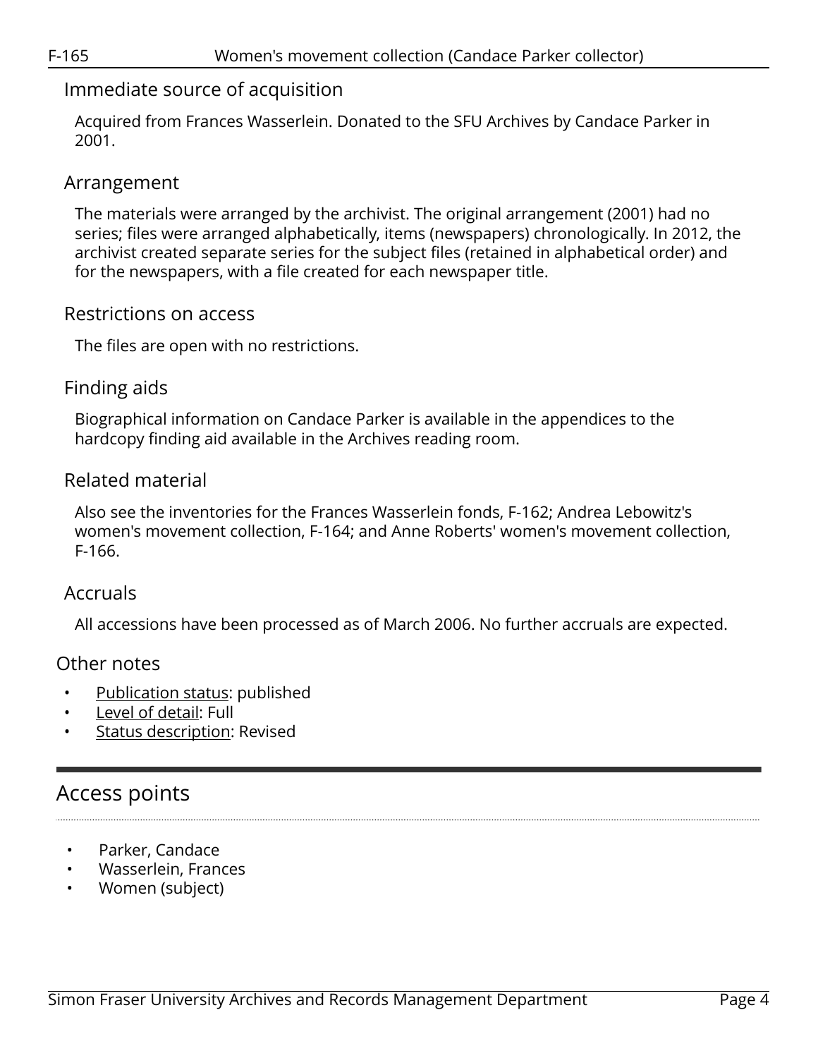### Immediate source of acquisition

Acquired from Frances Wasserlein. Donated to the SFU Archives by Candace Parker in 2001.

### Arrangement

The materials were arranged by the archivist. The original arrangement (2001) had no series; files were arranged alphabetically, items (newspapers) chronologically. In 2012, the archivist created separate series for the subject files (retained in alphabetical order) and for the newspapers, with a file created for each newspaper title.

### Restrictions on access

The files are open with no restrictions.

### Finding aids

Biographical information on Candace Parker is available in the appendices to the hardcopy finding aid available in the Archives reading room.

### Related material

Also see the inventories for the Frances Wasserlein fonds, F-162; Andrea Lebowitz's women's movement collection, F-164; and Anne Roberts' women's movement collection, F-166.

### Accruals

All accessions have been processed as of March 2006. No further accruals are expected.

### Other notes

- Publication status: published
- Level of detail: Full
- Status description: Revised

## Access points

- Parker, Candace
- Wasserlein, Frances
- Women (subject)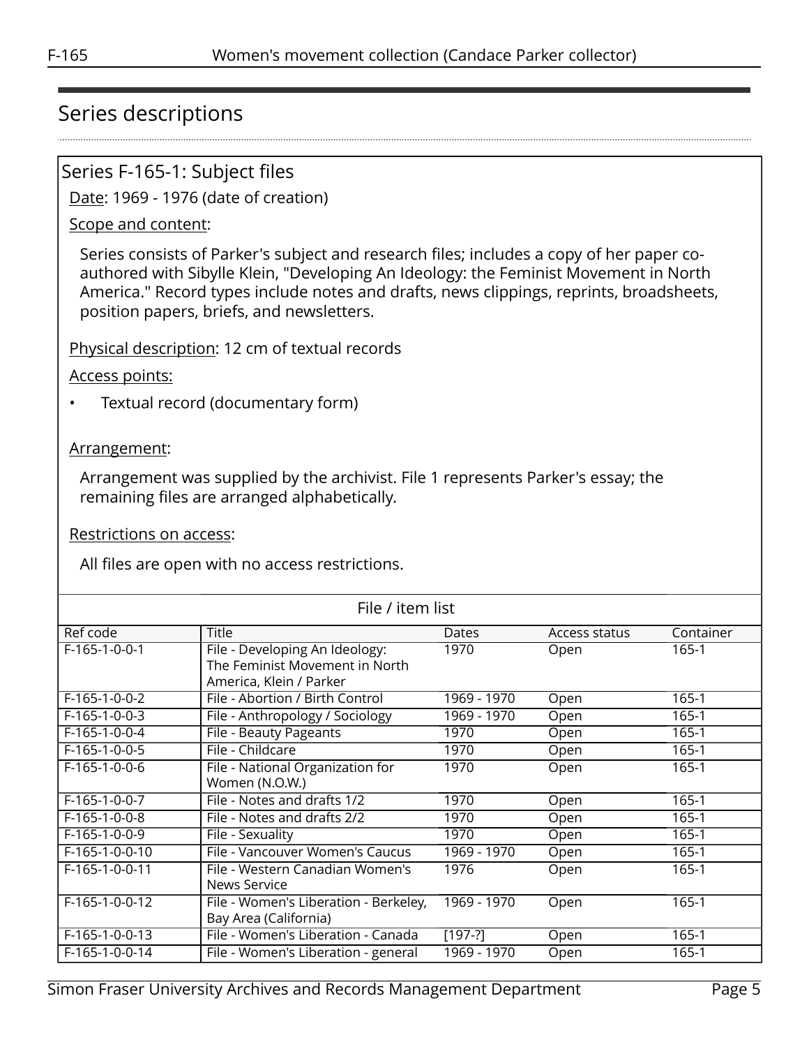## Series descriptions

### Series F-165-1: Subject files

Date: 1969 - 1976 (date of creation)

Scope and content:

Series consists of Parker's subject and research files; includes a copy of her paper co-authored with Sibylle Klein, "Developing An Ideology: the Feminist Movement in North America." Record types include notes and drafts, news clippings, reprints, broadsheets, position papers, briefs, and newsletters.

Physical description: 12 cm of textual records

Access points:

- Textual record (documentary form)

Arrangement:

Arrangement was supplied by the archivist. File 1 represents Parker's essay; the remaining files are arranged alphabetically.

Restrictions on access:

All files are open with no access restrictions.

File / item list

| Ref code | Title | Dates | Access status | Container |
|---|---|---|---|---|
| F-165-1-0-0-1 | File - Developing An Ideology: The Feminist Movement in North America, Klein / Parker | 1970 | Open | 165-1 |
| F-165-1-0-0-2 | File - Abortion / Birth Control | 1969 - 1970 | Open | 165-1 |
| F-165-1-0-0-3 | File - Anthropology / Sociology | 1969 - 1970 | Open | 165-1 |
| F-165-1-0-0-4 | File - Beauty Pageants | 1970 | Open | 165-1 |
| F-165-1-0-0-5 | File - Childcare | 1970 | Open | 165-1 |
| F-165-1-0-0-6 | File - National Organization for Women (N.O.W.) | 1970 | Open | 165-1 |
| F-165-1-0-0-7 | File - Notes and drafts 1/2 | 1970 | Open | 165-1 |
| F-165-1-0-0-8 | File - Notes and drafts 2/2 | 1970 | Open | 165-1 |
| F-165-1-0-0-9 | File - Sexuality | 1970 | Open | 165-1 |
| F-165-1-0-0-10 | File - Vancouver Women's Caucus | 1969 - 1970 | Open | 165-1 |
| F-165-1-0-0-11 | File - Western Canadian Women's News Service | 1976 | Open | 165-1 |
| F-165-1-0-0-12 | File - Women's Liberation - Berkeley, Bay Area (California) | 1969 - 1970 | Open | 165-1 |
| F-165-1-0-0-13 | File - Women's Liberation - Canada | [197-?] | Open | 165-1 |
| F-165-1-0-0-14 | File - Women's Liberation - general | 1969 - 1970 | Open | 165-1 |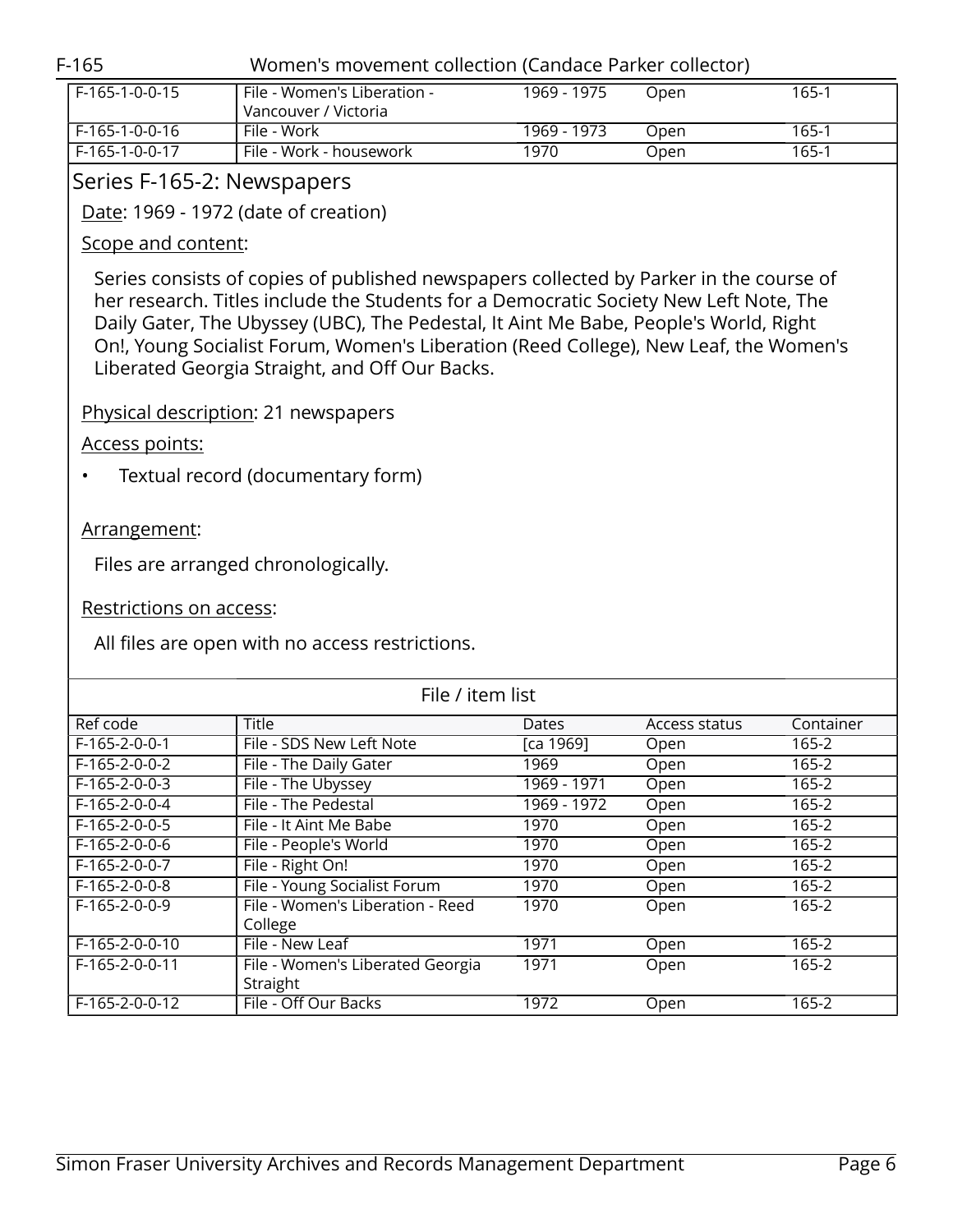| | | | | |
|---|---|---|---|---|
| F-165-1-0-0-15 | File - Women's Liberation - Vancouver / Victoria | 1969 - 1975 | Open | 165-1 |
| F-165-1-0-0-16 | File - Work | 1969 - 1973 | Open | 165-1 |
| F-165-1-0-0-17 | File - Work - housework | 1970 | Open | 165-1 |

## Series F-165-2: Newspapers

Date: 1969 - 1972 (date of creation)

Scope and content:

Series consists of copies of published newspapers collected by Parker in the course of her research. Titles include the Students for a Democratic Society New Left Note, The Daily Gater, The Ubyssey (UBC), The Pedestal, It Aint Me Babe, People's World, Right On!, Young Socialist Forum, Women's Liberation (Reed College), New Leaf, the Women's Liberated Georgia Straight, and Off Our Backs.

Physical description: 21 newspapers

Access points:

- Textual record (documentary form)

Arrangement:

Files are arranged chronologically.

Restrictions on access:

All files are open with no access restrictions.

File / item list

| Ref code | Title | Dates | Access status | Container |
|---|---|---|---|---|
| F-165-2-0-0-1 | File - SDS New Left Note | [ca 1969] | Open | 165-2 |
| F-165-2-0-0-2 | File - The Daily Gater | 1969 | Open | 165-2 |
| F-165-2-0-0-3 | File - The Ubyssey | 1969 - 1971 | Open | 165-2 |
| F-165-2-0-0-4 | File - The Pedestal | 1969 - 1972 | Open | 165-2 |
| F-165-2-0-0-5 | File - It Aint Me Babe | 1970 | Open | 165-2 |
| F-165-2-0-0-6 | File - People's World | 1970 | Open | 165-2 |
| F-165-2-0-0-7 | File - Right On! | 1970 | Open | 165-2 |
| F-165-2-0-0-8 | File - Young Socialist Forum | 1970 | Open | 165-2 |
| F-165-2-0-0-9 | File - Women's Liberation - Reed College | 1970 | Open | 165-2 |
| F-165-2-0-0-10 | File - New Leaf | 1971 | Open | 165-2 |
| F-165-2-0-0-11 | File - Women's Liberated Georgia Straight | 1971 | Open | 165-2 |
| F-165-2-0-0-12 | File - Off Our Backs | 1972 | Open | 165-2 |